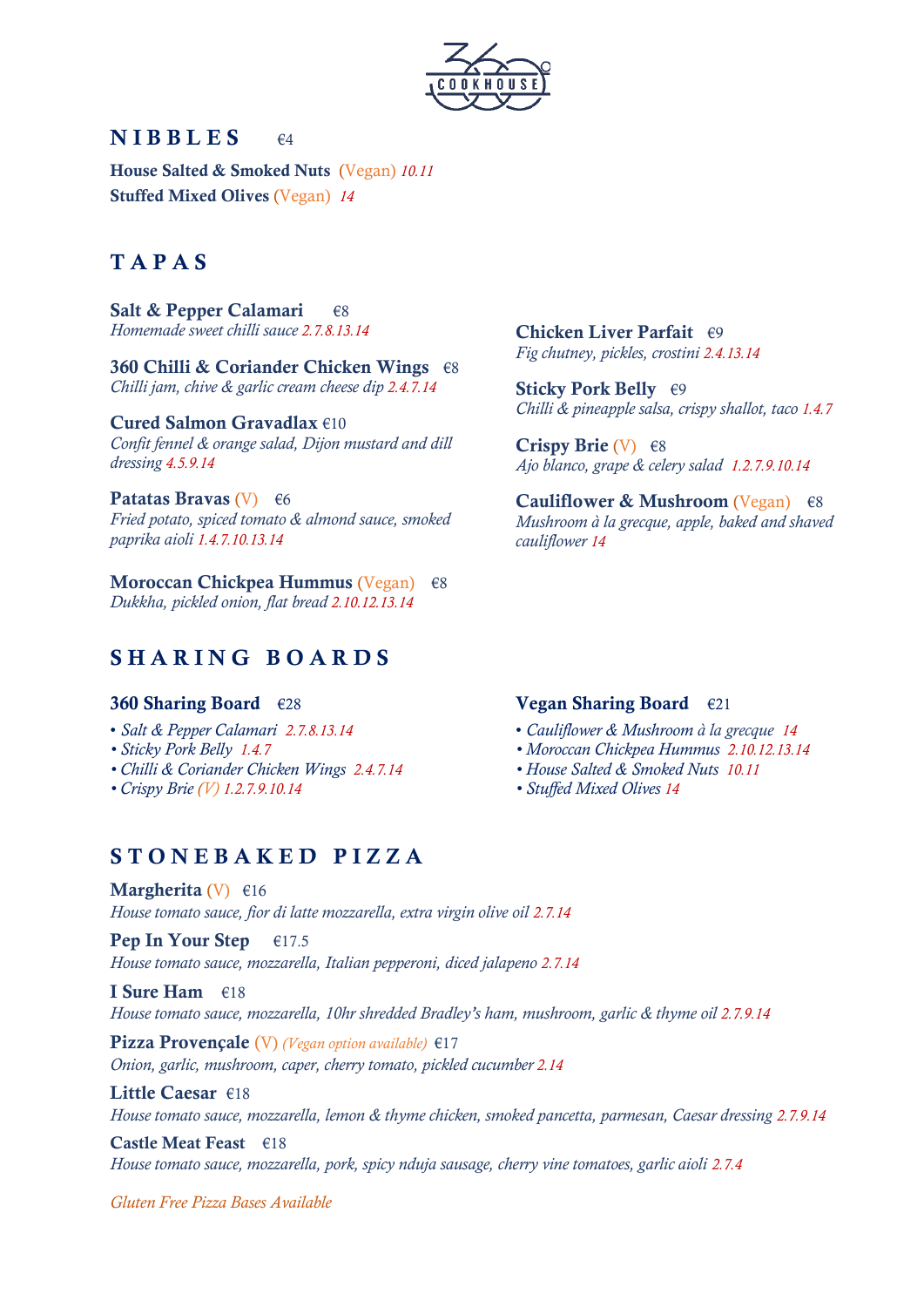360 COOKHOUSE

## NIBBLES €4

**House Salted & Smoked Nuts** (Vegan) *10.11*

**Stuffed Mixed Olives** (Vegan) *14*

## TAPAS

**Salt & Pepper Calamari** €8
*Homemade sweet chilli sauce 2.7.8.13.14*

**360 Chilli & Coriander Chicken Wings** €8
*Chilli jam, chive & garlic cream cheese dip 2.4.7.14*

**Cured Salmon Gravadlax** €10
*Confit fennel & orange salad, Dijon mustard and dill dressing 4.5.9.14*

**Patatas Bravas** (V) €6
*Fried potato, spiced tomato & almond sauce, smoked paprika aioli 1.4.7.10.13.14*

**Moroccan Chickpea Hummus** (Vegan) €8
*Dukkha, pickled onion, flat bread 2.10.12.13.14*

**Chicken Liver Parfait** €9
*Fig chutney, pickles, crostini 2.4.13.14*

**Sticky Pork Belly** €9
*Chilli & pineapple salsa, crispy shallot, taco 1.4.7*

**Crispy Brie** (V) €8
*Ajo blanco, grape & celery salad 1.2.7.9.10.14*

**Cauliflower & Mushroom** (Vegan) €8
*Mushroom à la grecque, apple, baked and shaved cauliflower 14*

## SHARING BOARDS

**360 Sharing Board** €28

- *Salt & Pepper Calamari 2.7.8.13.14*
- *Sticky Pork Belly 1.4.7*
- *Chilli & Coriander Chicken Wings 2.4.7.14*
- *Crispy Brie (V) 1.2.7.9.10.14*

**Vegan Sharing Board** €21

- *Cauliflower & Mushroom à la grecque 14*
- *Moroccan Chickpea Hummus 2.10.12.13.14*
- *House Salted & Smoked Nuts 10.11*
- *Stuffed Mixed Olives 14*

## STONEBAKED PIZZA

**Margherita** (V) €16
*House tomato sauce, fior di latte mozzarella, extra virgin olive oil 2.7.14*

**Pep In Your Step** €17.5
*House tomato sauce, mozzarella, Italian pepperoni, diced jalapeno 2.7.14*

**I Sure Ham** €18
*House tomato sauce, mozzarella, 10hr shredded Bradley's ham, mushroom, garlic & thyme oil 2.7.9.14*

**Pizza Provençale** (V) *(Vegan option available)* €17
*Onion, garlic, mushroom, caper, cherry tomato, pickled cucumber 2.14*

**Little Caesar** €18
*House tomato sauce, mozzarella, lemon & thyme chicken, smoked pancetta, parmesan, Caesar dressing 2.7.9.14*

**Castle Meat Feast** €18
*House tomato sauce, mozzarella, pork, spicy nduja sausage, cherry vine tomatoes, garlic aioli 2.7.4*

*Gluten Free Pizza Bases Available*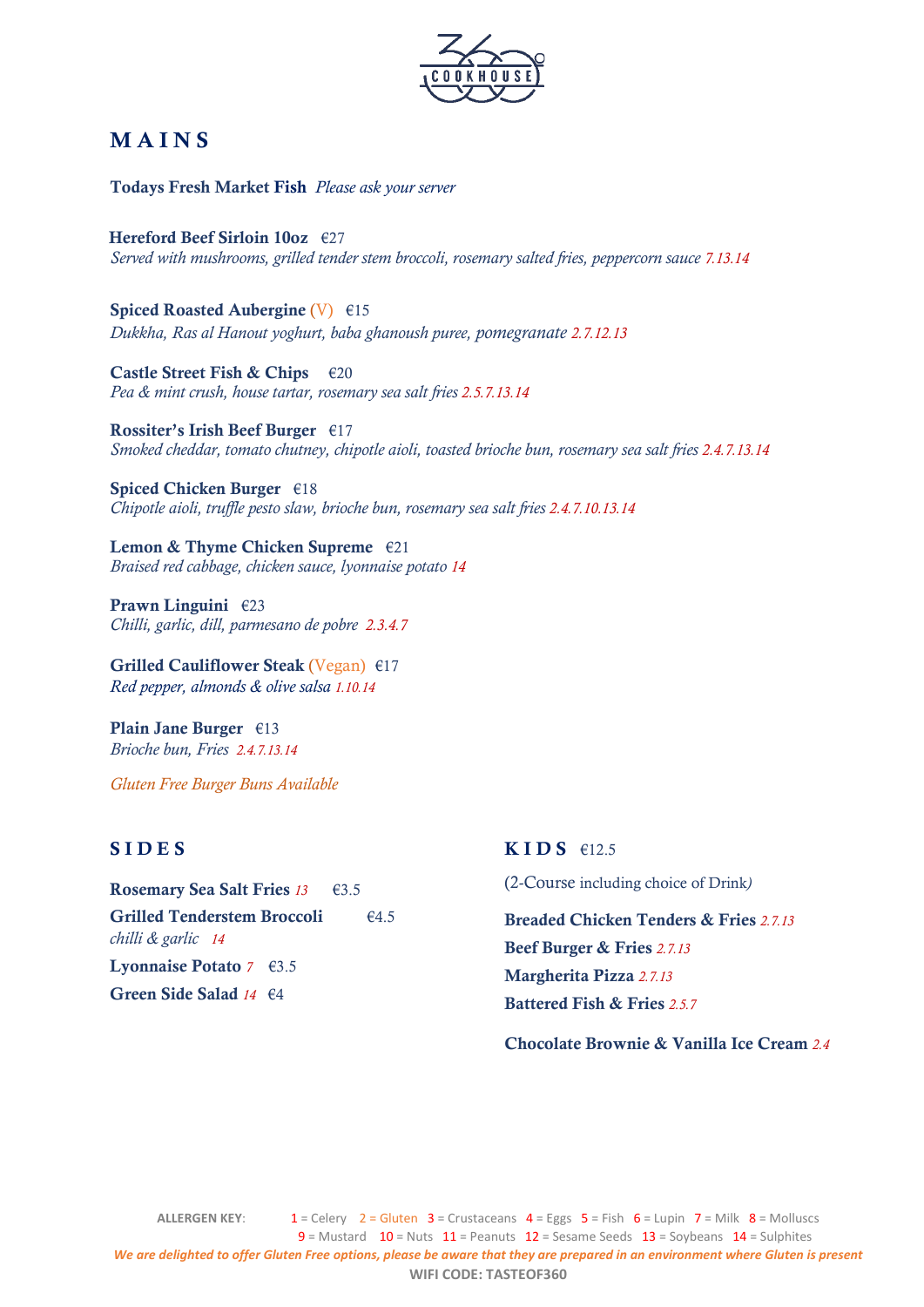360 COOKHOUSE

## MAINS

**Todays Fresh Market Fish** *Please ask your server*

**Hereford Beef Sirloin 10oz** €27
*Served with mushrooms, grilled tender stem broccoli, rosemary salted fries, peppercorn sauce 7.13.14*

**Spiced Roasted Aubergine** (V) €15
*Dukkha, Ras al Hanout yoghurt, baba ghanoush puree, pomegranate 2.7.12.13*

**Castle Street Fish & Chips** €20
*Pea & mint crush, house tartar, rosemary sea salt fries 2.5.7.13.14*

**Rossiter's Irish Beef Burger** €17
*Smoked cheddar, tomato chutney, chipotle aioli, toasted brioche bun, rosemary sea salt fries 2.4.7.13.14*

**Spiced Chicken Burger** €18
*Chipotle aioli, truffle pesto slaw, brioche bun, rosemary sea salt fries 2.4.7.10.13.14*

**Lemon & Thyme Chicken Supreme** €21
*Braised red cabbage, chicken sauce, lyonnaise potato 14*

**Prawn Linguini** €23
*Chilli, garlic, dill, parmesano de pobre 2.3.4.7*

**Grilled Cauliflower Steak** (Vegan) €17
*Red pepper, almonds & olive salsa 1.10.14*

**Plain Jane Burger** €13
*Brioche bun, Fries 2.4.7.13.14*

*Gluten Free Burger Buns Available*

## SIDES

**Rosemary Sea Salt Fries** *13* €3.5

**Grilled Tenderstem Broccoli** €4.5
*chilli & garlic 14*

**Lyonnaise Potato** *7* €3.5

**Green Side Salad** *14* €4

## KIDS €12.5

(2-Course including choice of Drink)

**Breaded Chicken Tenders & Fries** *2.7.13*

**Beef Burger & Fries** *2.7.13*

**Margherita Pizza** *2.7.13*

**Battered Fish & Fries** *2.5.7*

**Chocolate Brownie & Vanilla Ice Cream** *2.4*

**ALLERGEN KEY**: 1 = Celery 2 = Gluten 3 = Crustaceans 4 = Eggs 5 = Fish 6 = Lupin 7 = Milk 8 = Molluscs 9 = Mustard 10 = Nuts 11 = Peanuts 12 = Sesame Seeds 13 = Soybeans 14 = Sulphites

*We are delighted to offer Gluten Free options, please be aware that they are prepared in an environment where Gluten is present*

**WIFI CODE: TASTEOF360**